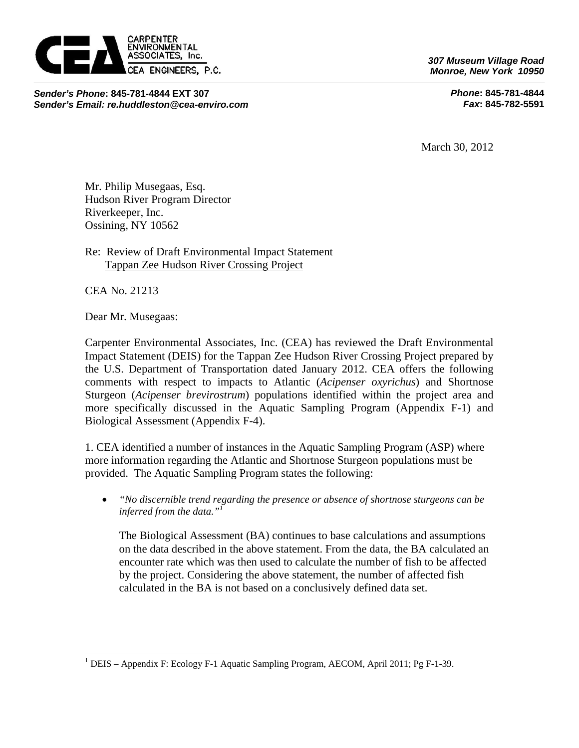CARPENTER ENVIRONMENTAL ASSOCIATES, Inc.
CEA ENGINEERS, P.C.

*307 Museum Village Road*
*Monroe, New York 10950*

***Sender's Phone*: 845-781-4844 EXT 307**
***Sender's Email: re.huddleston@cea-enviro.com***

***Phone*: 845-781-4844**
***Fax*: 845-782-5591**

March 30, 2012

Mr. Philip Musegaas, Esq.
Hudson River Program Director
Riverkeeper, Inc.
Ossining, NY 10562

Re: Review of Draft Environmental Impact Statement
Tappan Zee Hudson River Crossing Project

CEA No. 21213

Dear Mr. Musegaas:

Carpenter Environmental Associates, Inc. (CEA) has reviewed the Draft Environmental Impact Statement (DEIS) for the Tappan Zee Hudson River Crossing Project prepared by the U.S. Department of Transportation dated January 2012. CEA offers the following comments with respect to impacts to Atlantic (*Acipenser oxyrichus*) and Shortnose Sturgeon (*Acipenser brevirostrum*) populations identified within the project area and more specifically discussed in the Aquatic Sampling Program (Appendix F-1) and Biological Assessment (Appendix F-4).

1. CEA identified a number of instances in the Aquatic Sampling Program (ASP) where more information regarding the Atlantic and Shortnose Sturgeon populations must be provided. The Aquatic Sampling Program states the following:

- *"No discernible trend regarding the presence or absence of shortnose sturgeons can be inferred from the data."*[1]

  The Biological Assessment (BA) continues to base calculations and assumptions on the data described in the above statement. From the data, the BA calculated an encounter rate which was then used to calculate the number of fish to be affected by the project. Considering the above statement, the number of affected fish calculated in the BA is not based on a conclusively defined data set.

[1] DEIS – Appendix F: Ecology F-1 Aquatic Sampling Program, AECOM, April 2011; Pg F-1-39.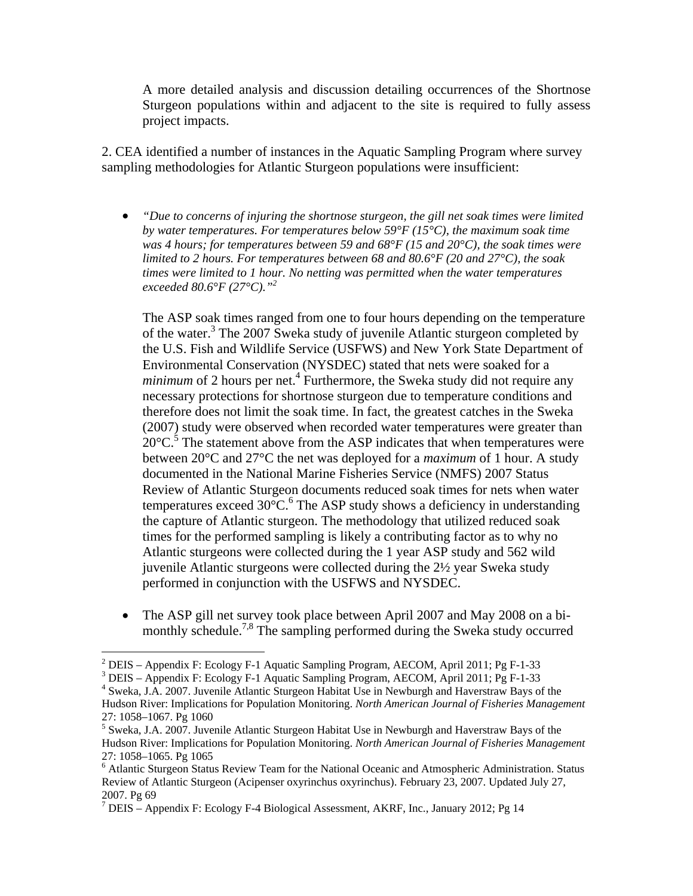A more detailed analysis and discussion detailing occurrences of the Shortnose Sturgeon populations within and adjacent to the site is required to fully assess project impacts.

2. CEA identified a number of instances in the Aquatic Sampling Program where survey sampling methodologies for Atlantic Sturgeon populations were insufficient:

- *"Due to concerns of injuring the shortnose sturgeon, the gill net soak times were limited by water temperatures. For temperatures below 59°F (15°C), the maximum soak time was 4 hours; for temperatures between 59 and 68°F (15 and 20°C), the soak times were limited to 2 hours. For temperatures between 68 and 80.6°F (20 and 27°C), the soak times were limited to 1 hour. No netting was permitted when the water temperatures exceeded 80.6°F (27°C)."*[2]

  The ASP soak times ranged from one to four hours depending on the temperature of the water.[3] The 2007 Sweka study of juvenile Atlantic sturgeon completed by the U.S. Fish and Wildlife Service (USFWS) and New York State Department of Environmental Conservation (NYSDEC) stated that nets were soaked for a *minimum* of 2 hours per net.[4] Furthermore, the Sweka study did not require any necessary protections for shortnose sturgeon due to temperature conditions and therefore does not limit the soak time. In fact, the greatest catches in the Sweka (2007) study were observed when recorded water temperatures were greater than 20°C.[5] The statement above from the ASP indicates that when temperatures were between 20°C and 27°C the net was deployed for a *maximum* of 1 hour. A study documented in the National Marine Fisheries Service (NMFS) 2007 Status Review of Atlantic Sturgeon documents reduced soak times for nets when water temperatures exceed 30°C.[6] The ASP study shows a deficiency in understanding the capture of Atlantic sturgeon. The methodology that utilized reduced soak times for the performed sampling is likely a contributing factor as to why no Atlantic sturgeons were collected during the 1 year ASP study and 562 wild juvenile Atlantic sturgeons were collected during the 2½ year Sweka study performed in conjunction with the USFWS and NYSDEC.

- The ASP gill net survey took place between April 2007 and May 2008 on a bi-monthly schedule.[7,8] The sampling performed during the Sweka study occurred

---

[2] DEIS – Appendix F: Ecology F-1 Aquatic Sampling Program, AECOM, April 2011; Pg F-1-33

[3] DEIS – Appendix F: Ecology F-1 Aquatic Sampling Program, AECOM, April 2011; Pg F-1-33

[4] Sweka, J.A. 2007. Juvenile Atlantic Sturgeon Habitat Use in Newburgh and Haverstraw Bays of the Hudson River: Implications for Population Monitoring. *North American Journal of Fisheries Management* 27: 1058–1067. Pg 1060

[5] Sweka, J.A. 2007. Juvenile Atlantic Sturgeon Habitat Use in Newburgh and Haverstraw Bays of the Hudson River: Implications for Population Monitoring. *North American Journal of Fisheries Management* 27: 1058–1065. Pg 1065

[6] Atlantic Sturgeon Status Review Team for the National Oceanic and Atmospheric Administration. Status Review of Atlantic Sturgeon (Acipenser oxyrinchus oxyrinchus). February 23, 2007. Updated July 27, 2007. Pg 69

[7] DEIS – Appendix F: Ecology F-4 Biological Assessment, AKRF, Inc., January 2012; Pg 14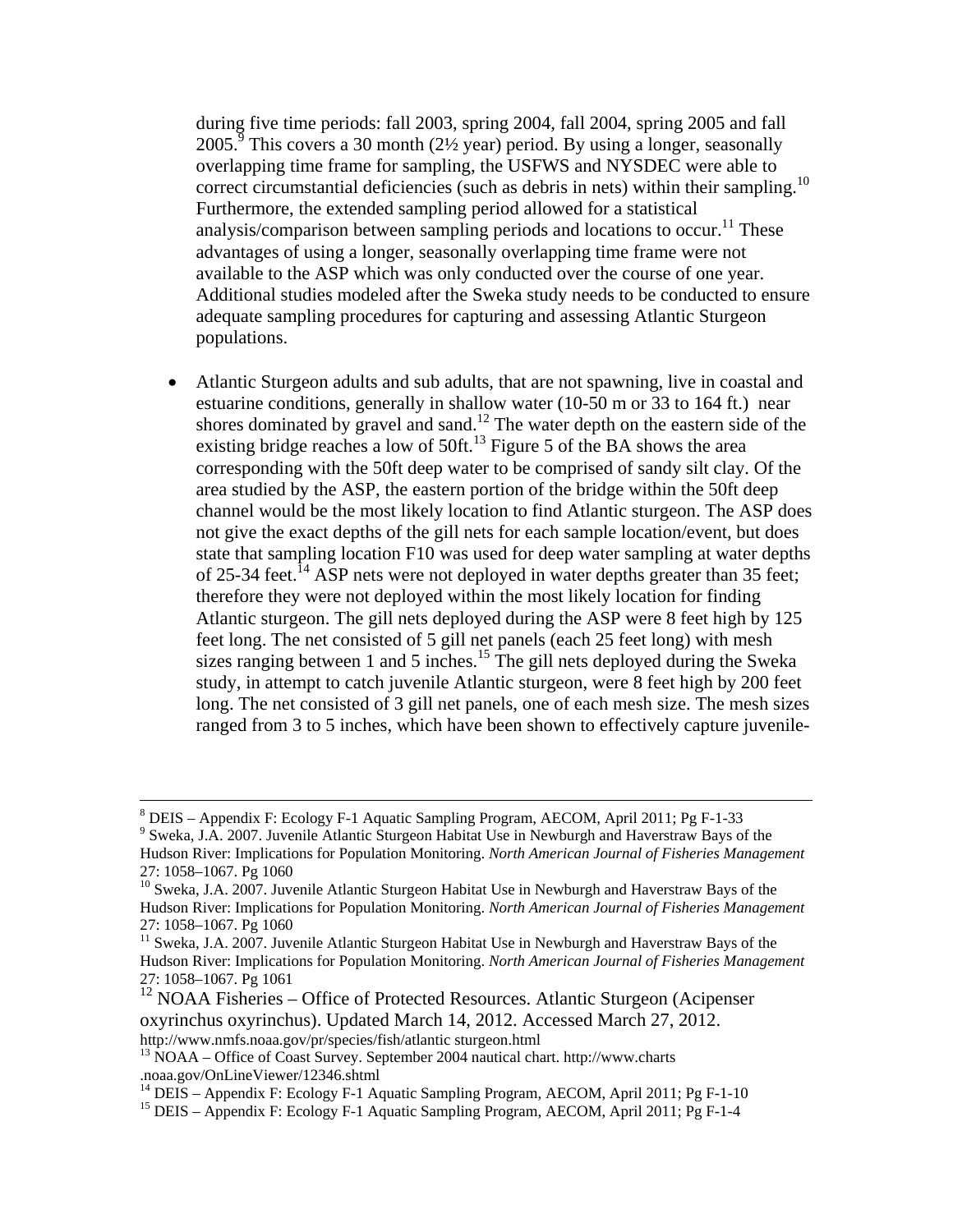during five time periods: fall 2003, spring 2004, fall 2004, spring 2005 and fall 2005.[9] This covers a 30 month (2½ year) period. By using a longer, seasonally overlapping time frame for sampling, the USFWS and NYSDEC were able to correct circumstantial deficiencies (such as debris in nets) within their sampling.[10] Furthermore, the extended sampling period allowed for a statistical analysis/comparison between sampling periods and locations to occur.[11] These advantages of using a longer, seasonally overlapping time frame were not available to the ASP which was only conducted over the course of one year. Additional studies modeled after the Sweka study needs to be conducted to ensure adequate sampling procedures for capturing and assessing Atlantic Sturgeon populations.

- Atlantic Sturgeon adults and sub adults, that are not spawning, live in coastal and estuarine conditions, generally in shallow water (10-50 m or 33 to 164 ft.) near shores dominated by gravel and sand.[12] The water depth on the eastern side of the existing bridge reaches a low of 50ft.[13] Figure 5 of the BA shows the area corresponding with the 50ft deep water to be comprised of sandy silt clay. Of the area studied by the ASP, the eastern portion of the bridge within the 50ft deep channel would be the most likely location to find Atlantic sturgeon. The ASP does not give the exact depths of the gill nets for each sample location/event, but does state that sampling location F10 was used for deep water sampling at water depths of 25-34 feet.[14] ASP nets were not deployed in water depths greater than 35 feet; therefore they were not deployed within the most likely location for finding Atlantic sturgeon. The gill nets deployed during the ASP were 8 feet high by 125 feet long. The net consisted of 5 gill net panels (each 25 feet long) with mesh sizes ranging between 1 and 5 inches.[15] The gill nets deployed during the Sweka study, in attempt to catch juvenile Atlantic sturgeon, were 8 feet high by 200 feet long. The net consisted of 3 gill net panels, one of each mesh size. The mesh sizes ranged from 3 to 5 inches, which have been shown to effectively capture juvenile-

---

[8] DEIS – Appendix F: Ecology F-1 Aquatic Sampling Program, AECOM, April 2011; Pg F-1-33

[9] Sweka, J.A. 2007. Juvenile Atlantic Sturgeon Habitat Use in Newburgh and Haverstraw Bays of the Hudson River: Implications for Population Monitoring. *North American Journal of Fisheries Management* 27: 1058–1067. Pg 1060

[10] Sweka, J.A. 2007. Juvenile Atlantic Sturgeon Habitat Use in Newburgh and Haverstraw Bays of the Hudson River: Implications for Population Monitoring. *North American Journal of Fisheries Management* 27: 1058–1067. Pg 1060

[11] Sweka, J.A. 2007. Juvenile Atlantic Sturgeon Habitat Use in Newburgh and Haverstraw Bays of the Hudson River: Implications for Population Monitoring. *North American Journal of Fisheries Management* 27: 1058–1067. Pg 1061

[12] NOAA Fisheries – Office of Protected Resources. Atlantic Sturgeon (Acipenser oxyrinchus oxyrinchus). Updated March 14, 2012. Accessed March 27, 2012. http://www.nmfs.noaa.gov/pr/species/fish/atlantic sturgeon.html

[13] NOAA – Office of Coast Survey. September 2004 nautical chart. http://www.charts .noaa.gov/OnLineViewer/12346.shtml

[14] DEIS – Appendix F: Ecology F-1 Aquatic Sampling Program, AECOM, April 2011; Pg F-1-10

[15] DEIS – Appendix F: Ecology F-1 Aquatic Sampling Program, AECOM, April 2011; Pg F-1-4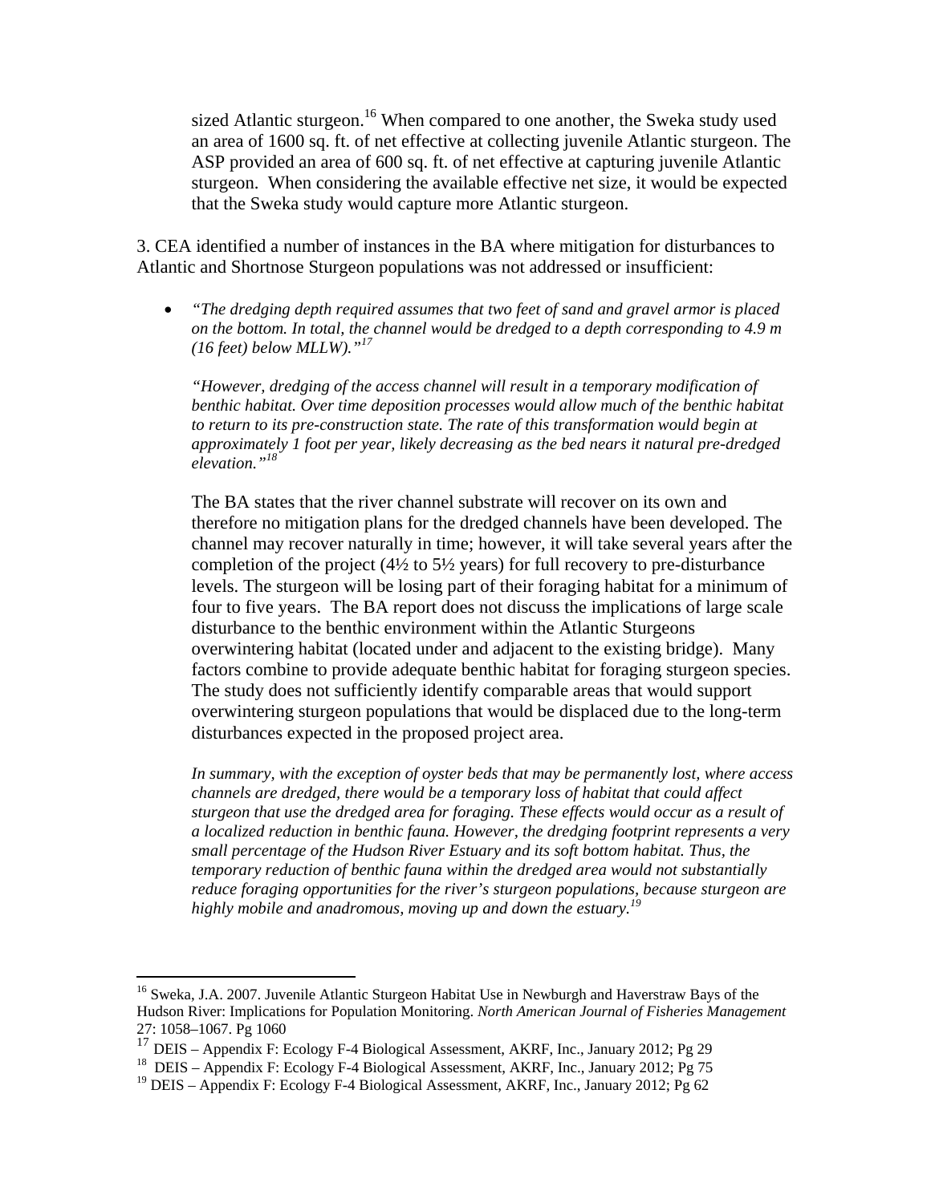sized Atlantic sturgeon.[16] When compared to one another, the Sweka study used an area of 1600 sq. ft. of net effective at collecting juvenile Atlantic sturgeon. The ASP provided an area of 600 sq. ft. of net effective at capturing juvenile Atlantic sturgeon. When considering the available effective net size, it would be expected that the Sweka study would capture more Atlantic sturgeon.

3. CEA identified a number of instances in the BA where mitigation for disturbances to Atlantic and Shortnose Sturgeon populations was not addressed or insufficient:

- *"The dredging depth required assumes that two feet of sand and gravel armor is placed on the bottom. In total, the channel would be dredged to a depth corresponding to 4.9 m (16 feet) below MLLW)."*[17]

  *"However, dredging of the access channel will result in a temporary modification of benthic habitat. Over time deposition processes would allow much of the benthic habitat to return to its pre-construction state. The rate of this transformation would begin at approximately 1 foot per year, likely decreasing as the bed nears it natural pre-dredged elevation."*[18]

  The BA states that the river channel substrate will recover on its own and therefore no mitigation plans for the dredged channels have been developed. The channel may recover naturally in time; however, it will take several years after the completion of the project (4½ to 5½ years) for full recovery to pre-disturbance levels. The sturgeon will be losing part of their foraging habitat for a minimum of four to five years. The BA report does not discuss the implications of large scale disturbance to the benthic environment within the Atlantic Sturgeons overwintering habitat (located under and adjacent to the existing bridge). Many factors combine to provide adequate benthic habitat for foraging sturgeon species. The study does not sufficiently identify comparable areas that would support overwintering sturgeon populations that would be displaced due to the long-term disturbances expected in the proposed project area.

  *In summary, with the exception of oyster beds that may be permanently lost, where access channels are dredged, there would be a temporary loss of habitat that could affect sturgeon that use the dredged area for foraging. These effects would occur as a result of a localized reduction in benthic fauna. However, the dredging footprint represents a very small percentage of the Hudson River Estuary and its soft bottom habitat. Thus, the temporary reduction of benthic fauna within the dredged area would not substantially reduce foraging opportunities for the river's sturgeon populations, because sturgeon are highly mobile and anadromous, moving up and down the estuary.*[19]

---

[16] Sweka, J.A. 2007. Juvenile Atlantic Sturgeon Habitat Use in Newburgh and Haverstraw Bays of the Hudson River: Implications for Population Monitoring. *North American Journal of Fisheries Management* 27: 1058–1067. Pg 1060

[17] DEIS – Appendix F: Ecology F-4 Biological Assessment, AKRF, Inc., January 2012; Pg 29

[18] DEIS – Appendix F: Ecology F-4 Biological Assessment, AKRF, Inc., January 2012; Pg 75

[19] DEIS – Appendix F: Ecology F-4 Biological Assessment, AKRF, Inc., January 2012; Pg 62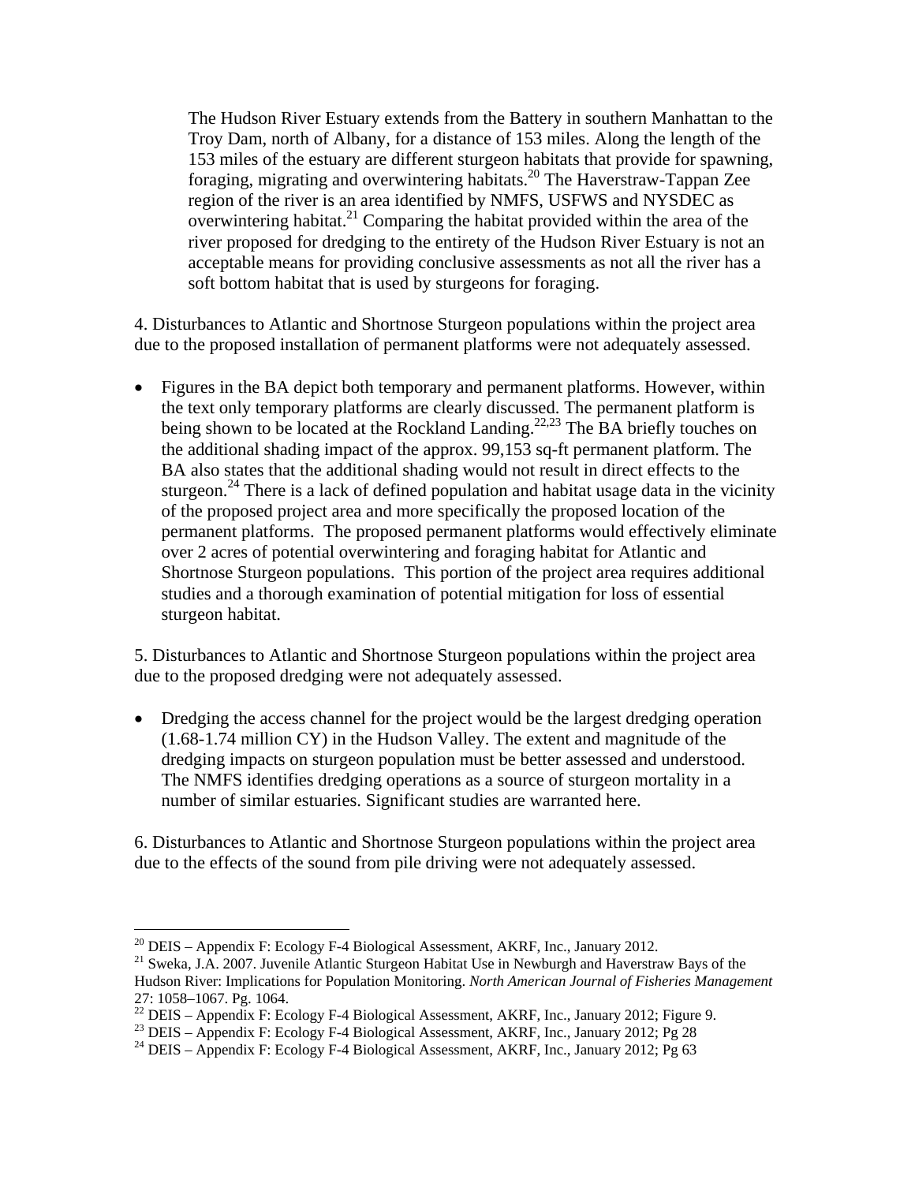The Hudson River Estuary extends from the Battery in southern Manhattan to the Troy Dam, north of Albany, for a distance of 153 miles. Along the length of the 153 miles of the estuary are different sturgeon habitats that provide for spawning, foraging, migrating and overwintering habitats.[20] The Haverstraw-Tappan Zee region of the river is an area identified by NMFS, USFWS and NYSDEC as overwintering habitat.[21] Comparing the habitat provided within the area of the river proposed for dredging to the entirety of the Hudson River Estuary is not an acceptable means for providing conclusive assessments as not all the river has a soft bottom habitat that is used by sturgeons for foraging.

4. Disturbances to Atlantic and Shortnose Sturgeon populations within the project area due to the proposed installation of permanent platforms were not adequately assessed.

- Figures in the BA depict both temporary and permanent platforms. However, within the text only temporary platforms are clearly discussed. The permanent platform is being shown to be located at the Rockland Landing.[22,23] The BA briefly touches on the additional shading impact of the approx. 99,153 sq-ft permanent platform. The BA also states that the additional shading would not result in direct effects to the sturgeon.[24] There is a lack of defined population and habitat usage data in the vicinity of the proposed project area and more specifically the proposed location of the permanent platforms. The proposed permanent platforms would effectively eliminate over 2 acres of potential overwintering and foraging habitat for Atlantic and Shortnose Sturgeon populations. This portion of the project area requires additional studies and a thorough examination of potential mitigation for loss of essential sturgeon habitat.

5. Disturbances to Atlantic and Shortnose Sturgeon populations within the project area due to the proposed dredging were not adequately assessed.

- Dredging the access channel for the project would be the largest dredging operation (1.68-1.74 million CY) in the Hudson Valley. The extent and magnitude of the dredging impacts on sturgeon population must be better assessed and understood. The NMFS identifies dredging operations as a source of sturgeon mortality in a number of similar estuaries. Significant studies are warranted here.

6. Disturbances to Atlantic and Shortnose Sturgeon populations within the project area due to the effects of the sound from pile driving were not adequately assessed.

---

[20] DEIS – Appendix F: Ecology F-4 Biological Assessment, AKRF, Inc., January 2012.

[21] Sweka, J.A. 2007. Juvenile Atlantic Sturgeon Habitat Use in Newburgh and Haverstraw Bays of the Hudson River: Implications for Population Monitoring. *North American Journal of Fisheries Management* 27: 1058–1067. Pg. 1064.

[22] DEIS – Appendix F: Ecology F-4 Biological Assessment, AKRF, Inc., January 2012; Figure 9.

[23] DEIS – Appendix F: Ecology F-4 Biological Assessment, AKRF, Inc., January 2012; Pg 28

[24] DEIS – Appendix F: Ecology F-4 Biological Assessment, AKRF, Inc., January 2012; Pg 63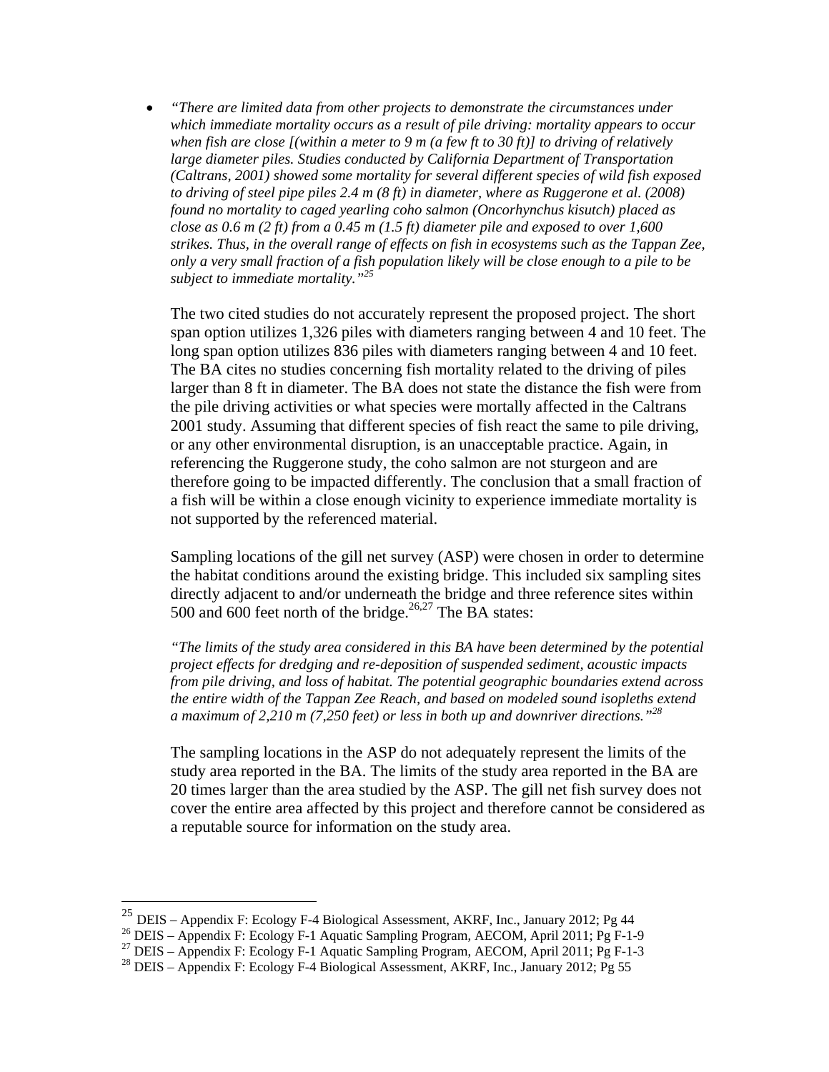- *"There are limited data from other projects to demonstrate the circumstances under which immediate mortality occurs as a result of pile driving: mortality appears to occur when fish are close [(within a meter to 9 m (a few ft to 30 ft)] to driving of relatively large diameter piles. Studies conducted by California Department of Transportation (Caltrans, 2001) showed some mortality for several different species of wild fish exposed to driving of steel pipe piles 2.4 m (8 ft) in diameter, where as Ruggerone et al. (2008) found no mortality to caged yearling coho salmon (Oncorhynchus kisutch) placed as close as 0.6 m (2 ft) from a 0.45 m (1.5 ft) diameter pile and exposed to over 1,600 strikes. Thus, in the overall range of effects on fish in ecosystems such as the Tappan Zee, only a very small fraction of a fish population likely will be close enough to a pile to be subject to immediate mortality."*[25]

  The two cited studies do not accurately represent the proposed project. The short span option utilizes 1,326 piles with diameters ranging between 4 and 10 feet. The long span option utilizes 836 piles with diameters ranging between 4 and 10 feet. The BA cites no studies concerning fish mortality related to the driving of piles larger than 8 ft in diameter. The BA does not state the distance the fish were from the pile driving activities or what species were mortally affected in the Caltrans 2001 study. Assuming that different species of fish react the same to pile driving, or any other environmental disruption, is an unacceptable practice. Again, in referencing the Ruggerone study, the coho salmon are not sturgeon and are therefore going to be impacted differently. The conclusion that a small fraction of a fish will be within a close enough vicinity to experience immediate mortality is not supported by the referenced material.

  Sampling locations of the gill net survey (ASP) were chosen in order to determine the habitat conditions around the existing bridge. This included six sampling sites directly adjacent to and/or underneath the bridge and three reference sites within 500 and 600 feet north of the bridge.[26,27] The BA states:

  *"The limits of the study area considered in this BA have been determined by the potential project effects for dredging and re-deposition of suspended sediment, acoustic impacts from pile driving, and loss of habitat. The potential geographic boundaries extend across the entire width of the Tappan Zee Reach, and based on modeled sound isopleths extend a maximum of 2,210 m (7,250 feet) or less in both up and downriver directions."*[28]

  The sampling locations in the ASP do not adequately represent the limits of the study area reported in the BA. The limits of the study area reported in the BA are 20 times larger than the area studied by the ASP. The gill net fish survey does not cover the entire area affected by this project and therefore cannot be considered as a reputable source for information on the study area.

---

[25] DEIS – Appendix F: Ecology F-4 Biological Assessment, AKRF, Inc., January 2012; Pg 44

[26] DEIS – Appendix F: Ecology F-1 Aquatic Sampling Program, AECOM, April 2011; Pg F-1-9

[27] DEIS – Appendix F: Ecology F-1 Aquatic Sampling Program, AECOM, April 2011; Pg F-1-3

[28] DEIS – Appendix F: Ecology F-4 Biological Assessment, AKRF, Inc., January 2012; Pg 55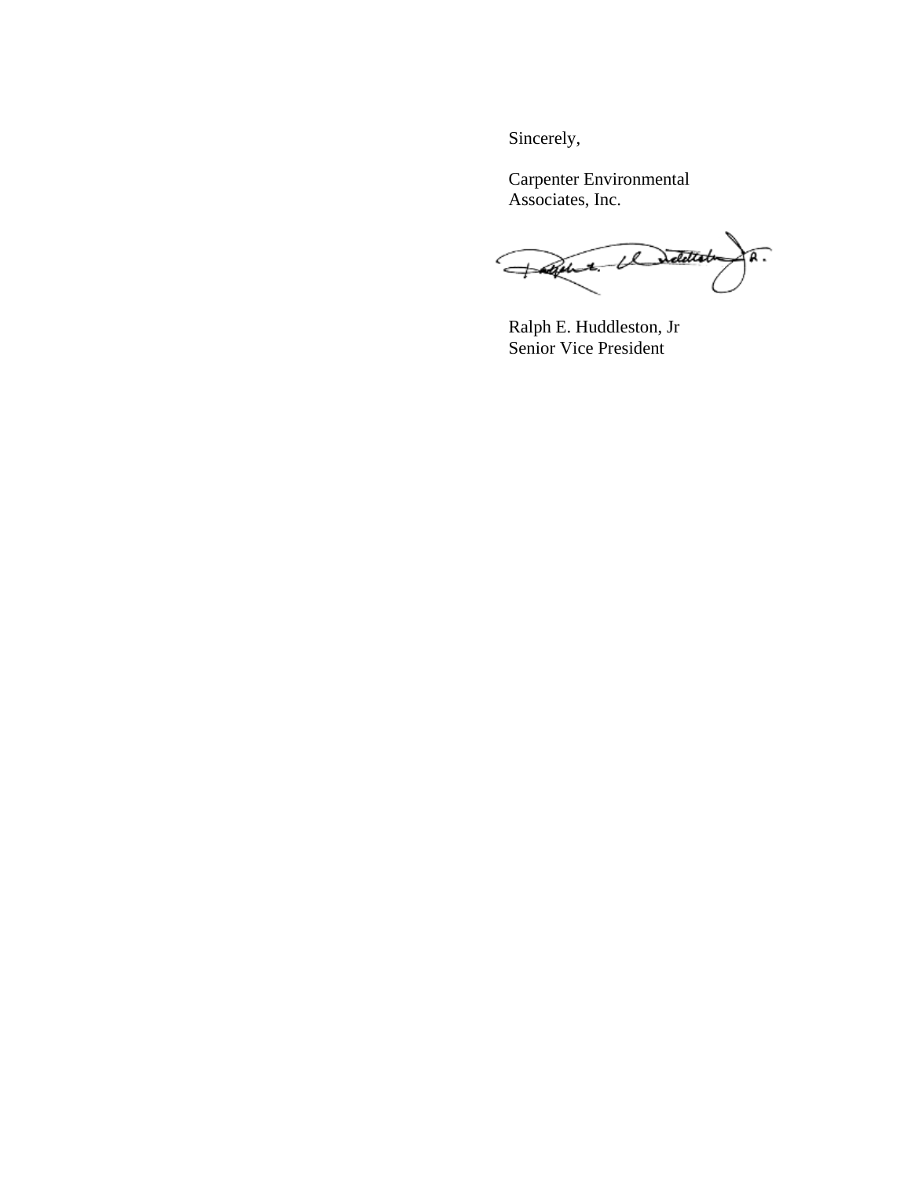Sincerely,

Carpenter Environmental
Associates, Inc.

Ralph E. Huddleston, Jr
Senior Vice President